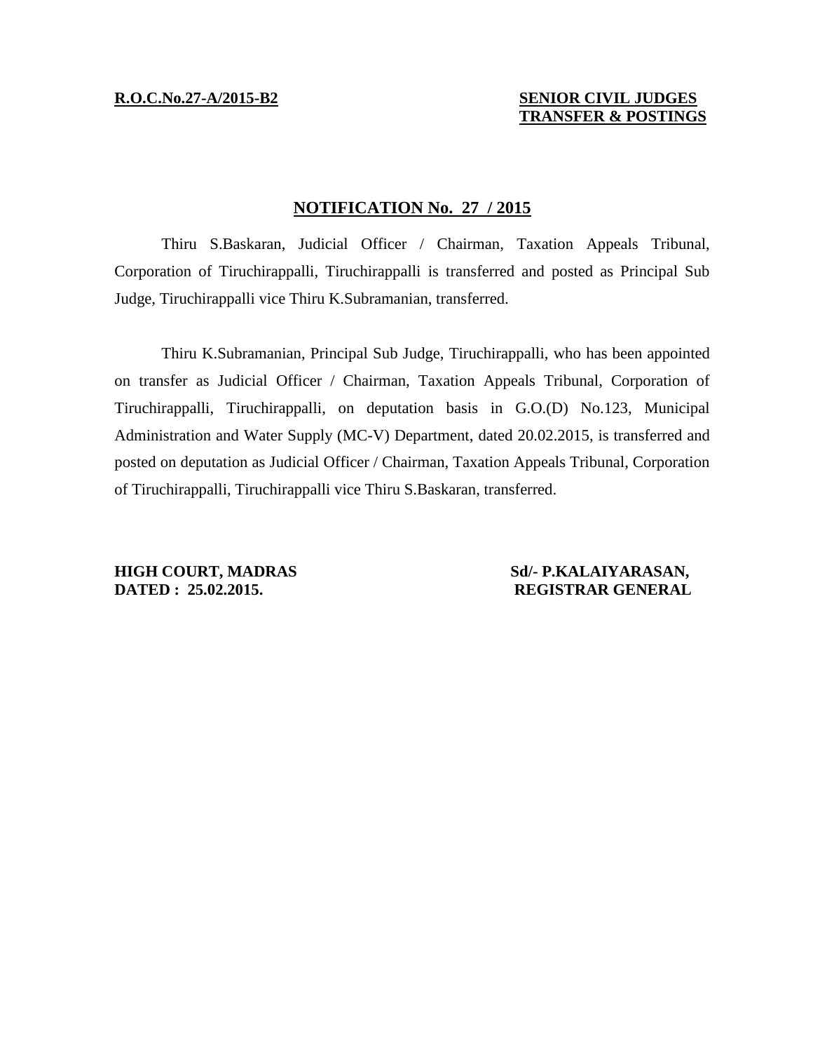**R.O.C.No.27-A/2015-B2**

**SENIOR CIVIL JUDGES TRANSFER & POSTINGS**

## NOTIFICATION No. 27 / 2015

Thiru S.Baskaran, Judicial Officer / Chairman, Taxation Appeals Tribunal, Corporation of Tiruchirappalli, Tiruchirappalli is transferred and posted as Principal Sub Judge, Tiruchirappalli vice Thiru K.Subramanian, transferred.

Thiru K.Subramanian, Principal Sub Judge, Tiruchirappalli, who has been appointed on transfer as Judicial Officer / Chairman, Taxation Appeals Tribunal, Corporation of Tiruchirappalli, Tiruchirappalli, on deputation basis in G.O.(D) No.123, Municipal Administration and Water Supply (MC-V) Department, dated 20.02.2015, is transferred and posted on deputation as Judicial Officer / Chairman, Taxation Appeals Tribunal, Corporation of Tiruchirappalli, Tiruchirappalli vice Thiru S.Baskaran, transferred.

**HIGH COURT, MADRAS**
**DATED : 25.02.2015.**

**Sd/- P.KALAIYARASAN,**
**REGISTRAR GENERAL**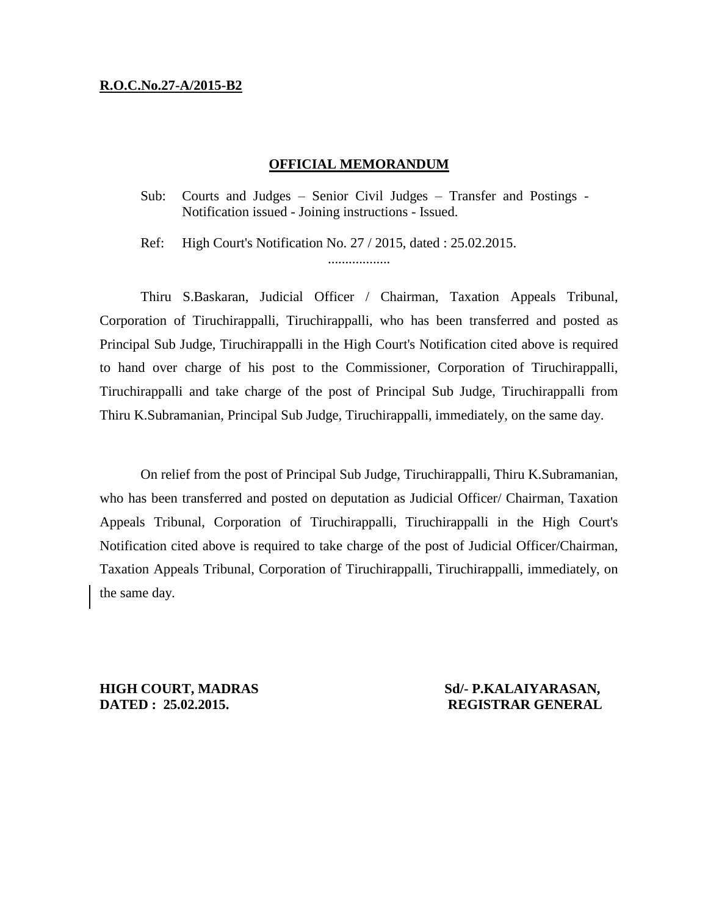**R.O.C.No.27-A/2015-B2**

## OFFICIAL MEMORANDUM

Sub: Courts and Judges – Senior Civil Judges – Transfer and Postings - Notification issued - Joining instructions - Issued.

Ref: High Court's Notification No. 27 / 2015, dated : 25.02.2015.

..................

Thiru S.Baskaran, Judicial Officer / Chairman, Taxation Appeals Tribunal, Corporation of Tiruchirappalli, Tiruchirappalli, who has been transferred and posted as Principal Sub Judge, Tiruchirappalli in the High Court's Notification cited above is required to hand over charge of his post to the Commissioner, Corporation of Tiruchirappalli, Tiruchirappalli and take charge of the post of Principal Sub Judge, Tiruchirappalli from Thiru K.Subramanian, Principal Sub Judge, Tiruchirappalli, immediately, on the same day.

On relief from the post of Principal Sub Judge, Tiruchirappalli, Thiru K.Subramanian, who has been transferred and posted on deputation as Judicial Officer/ Chairman, Taxation Appeals Tribunal, Corporation of Tiruchirappalli, Tiruchirappalli in the High Court's Notification cited above is required to take charge of the post of Judicial Officer/Chairman, Taxation Appeals Tribunal, Corporation of Tiruchirappalli, Tiruchirappalli, immediately, on the same day.

**HIGH COURT, MADRAS**
**DATED : 25.02.2015.**

**Sd/- P.KALAIYARASAN,**
**REGISTRAR GENERAL**